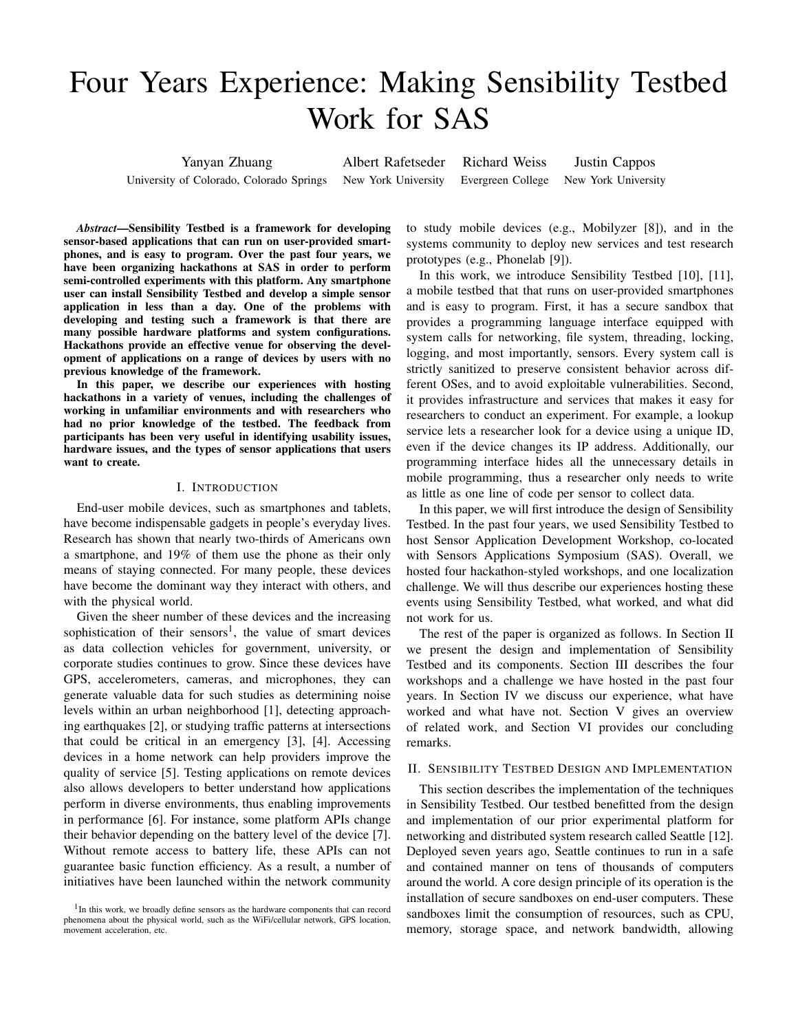# Four Years Experience: Making Sensibility Testbed Work for SAS

Yanyan Zhuang, University of Colorado, Colorado Springs
Albert Rafetseder, New York University
Richard Weiss, Evergreen College
Justin Cappos, New York University

***Abstract*—Sensibility Testbed is a framework for developing sensor-based applications that can run on user-provided smartphones, and is easy to program. Over the past four years, we have been organizing hackathons at SAS in order to perform semi-controlled experiments with this platform. Any smartphone user can install Sensibility Testbed and develop a simple sensor application in less than a day. One of the problems with developing and testing such a framework is that there are many possible hardware platforms and system configurations. Hackathons provide an effective venue for observing the development of applications on a range of devices by users with no previous knowledge of the framework.**

**In this paper, we describe our experiences with hosting hackathons in a variety of venues, including the challenges of working in unfamiliar environments and with researchers who had no prior knowledge of the testbed. The feedback from participants has been very useful in identifying usability issues, hardware issues, and the types of sensor applications that users want to create.**

## I. Introduction

End-user mobile devices, such as smartphones and tablets, have become indispensable gadgets in people's everyday lives. Research has shown that nearly two-thirds of Americans own a smartphone, and 19% of them use the phone as their only means of staying connected. For many people, these devices have become the dominant way they interact with others, and with the physical world.

Given the sheer number of these devices and the increasing sophistication of their sensors[1], the value of smart devices as data collection vehicles for government, university, or corporate studies continues to grow. Since these devices have GPS, accelerometers, cameras, and microphones, they can generate valuable data for such studies as determining noise levels within an urban neighborhood [1], detecting approaching earthquakes [2], or studying traffic patterns at intersections that could be critical in an emergency [3], [4]. Accessing devices in a home network can help providers improve the quality of service [5]. Testing applications on remote devices also allows developers to better understand how applications perform in diverse environments, thus enabling improvements in performance [6]. For instance, some platform APIs change their behavior depending on the battery level of the device [7]. Without remote access to battery life, these APIs can not guarantee basic function efficiency. As a result, a number of initiatives have been launched within the network community to study mobile devices (e.g., Mobilyzer [8]), and in the systems community to deploy new services and test research prototypes (e.g., Phonelab [9]).

[1]In this work, we broadly define sensors as the hardware components that can record phenomena about the physical world, such as the WiFi/cellular network, GPS location, movement acceleration, etc.

In this work, we introduce Sensibility Testbed [10], [11], a mobile testbed that that runs on user-provided smartphones and is easy to program. First, it has a secure sandbox that provides a programming language interface equipped with system calls for networking, file system, threading, locking, logging, and most importantly, sensors. Every system call is strictly sanitized to preserve consistent behavior across different OSes, and to avoid exploitable vulnerabilities. Second, it provides infrastructure and services that makes it easy for researchers to conduct an experiment. For example, a lookup service lets a researcher look for a device using a unique ID, even if the device changes its IP address. Additionally, our programming interface hides all the unnecessary details in mobile programming, thus a researcher only needs to write as little as one line of code per sensor to collect data.

In this paper, we will first introduce the design of Sensibility Testbed. In the past four years, we used Sensibility Testbed to host Sensor Application Development Workshop, co-located with Sensors Applications Symposium (SAS). Overall, we hosted four hackathon-styled workshops, and one localization challenge. We will thus describe our experiences hosting these events using Sensibility Testbed, what worked, and what did not work for us.

The rest of the paper is organized as follows. In Section II we present the design and implementation of Sensibility Testbed and its components. Section III describes the four workshops and a challenge we have hosted in the past four years. In Section IV we discuss our experience, what have worked and what have not. Section V gives an overview of related work, and Section VI provides our concluding remarks.

## II. Sensibility Testbed Design and Implementation

This section describes the implementation of the techniques in Sensibility Testbed. Our testbed benefitted from the design and implementation of our prior experimental platform for networking and distributed system research called Seattle [12]. Deployed seven years ago, Seattle continues to run in a safe and contained manner on tens of thousands of computers around the world. A core design principle of its operation is the installation of secure sandboxes on end-user computers. These sandboxes limit the consumption of resources, such as CPU, memory, storage space, and network bandwidth, allowing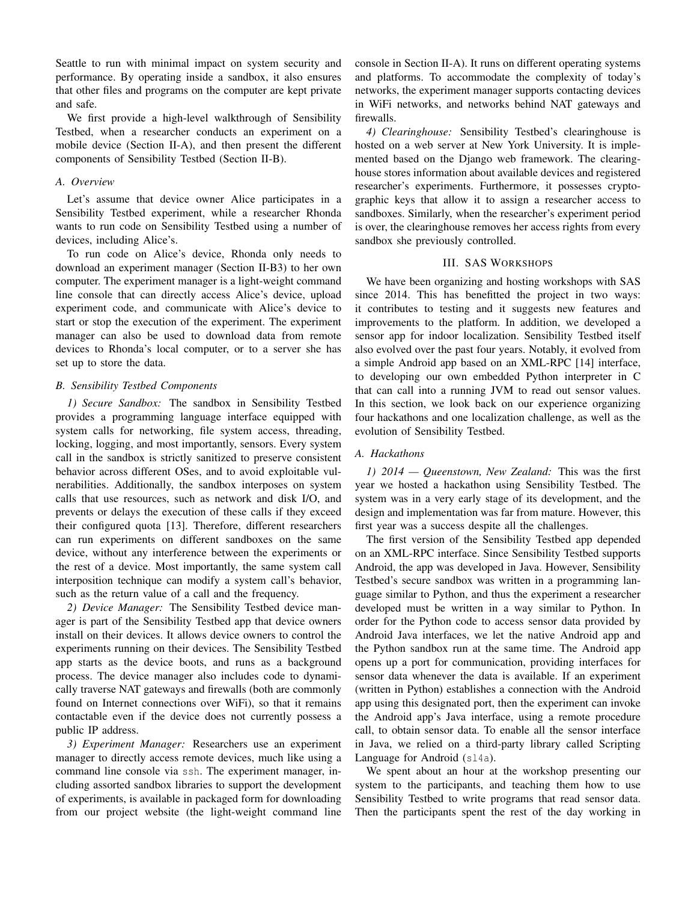Seattle to run with minimal impact on system security and performance. By operating inside a sandbox, it also ensures that other files and programs on the computer are kept private and safe.

We first provide a high-level walkthrough of Sensibility Testbed, when a researcher conducts an experiment on a mobile device (Section II-A), and then present the different components of Sensibility Testbed (Section II-B).

### A. Overview

Let's assume that device owner Alice participates in a Sensibility Testbed experiment, while a researcher Rhonda wants to run code on Sensibility Testbed using a number of devices, including Alice's.

To run code on Alice's device, Rhonda only needs to download an experiment manager (Section II-B3) to her own computer. The experiment manager is a light-weight command line console that can directly access Alice's device, upload experiment code, and communicate with Alice's device to start or stop the execution of the experiment. The experiment manager can also be used to download data from remote devices to Rhonda's local computer, or to a server she has set up to store the data.

### B. Sensibility Testbed Components

*1) Secure Sandbox:* The sandbox in Sensibility Testbed provides a programming language interface equipped with system calls for networking, file system access, threading, locking, logging, and most importantly, sensors. Every system call in the sandbox is strictly sanitized to preserve consistent behavior across different OSes, and to avoid exploitable vulnerabilities. Additionally, the sandbox interposes on system calls that use resources, such as network and disk I/O, and prevents or delays the execution of these calls if they exceed their configured quota [13]. Therefore, different researchers can run experiments on different sandboxes on the same device, without any interference between the experiments or the rest of a device. Most importantly, the same system call interposition technique can modify a system call's behavior, such as the return value of a call and the frequency.

*2) Device Manager:* The Sensibility Testbed device manager is part of the Sensibility Testbed app that device owners install on their devices. It allows device owners to control the experiments running on their devices. The Sensibility Testbed app starts as the device boots, and runs as a background process. The device manager also includes code to dynamically traverse NAT gateways and firewalls (both are commonly found on Internet connections over WiFi), so that it remains contactable even if the device does not currently possess a public IP address.

*3) Experiment Manager:* Researchers use an experiment manager to directly access remote devices, much like using a command line console via `ssh`. The experiment manager, including assorted sandbox libraries to support the development of experiments, is available in packaged form for downloading from our project website (the light-weight command line console in Section II-A). It runs on different operating systems and platforms. To accommodate the complexity of today's networks, the experiment manager supports contacting devices in WiFi networks, and networks behind NAT gateways and firewalls.

*4) Clearinghouse:* Sensibility Testbed's clearinghouse is hosted on a web server at New York University. It is implemented based on the Django web framework. The clearinghouse stores information about available devices and registered researcher's experiments. Furthermore, it possesses cryptographic keys that allow it to assign a researcher access to sandboxes. Similarly, when the researcher's experiment period is over, the clearinghouse removes her access rights from every sandbox she previously controlled.

## III. SAS Workshops

We have been organizing and hosting workshops with SAS since 2014. This has benefitted the project in two ways: it contributes to testing and it suggests new features and improvements to the platform. In addition, we developed a sensor app for indoor localization. Sensibility Testbed itself also evolved over the past four years. Notably, it evolved from a simple Android app based on an XML-RPC [14] interface, to developing our own embedded Python interpreter in C that can call into a running JVM to read out sensor values. In this section, we look back on our experience organizing four hackathons and one localization challenge, as well as the evolution of Sensibility Testbed.

### A. Hackathons

*1) 2014 — Queenstown, New Zealand:* This was the first year we hosted a hackathon using Sensibility Testbed. The system was in a very early stage of its development, and the design and implementation was far from mature. However, this first year was a success despite all the challenges.

The first version of the Sensibility Testbed app depended on an XML-RPC interface. Since Sensibility Testbed supports Android, the app was developed in Java. However, Sensibility Testbed's secure sandbox was written in a programming language similar to Python, and thus the experiment a researcher developed must be written in a way similar to Python. In order for the Python code to access sensor data provided by Android Java interfaces, we let the native Android app and the Python sandbox run at the same time. The Android app opens up a port for communication, providing interfaces for sensor data whenever the data is available. If an experiment (written in Python) establishes a connection with the Android app using this designated port, then the experiment can invoke the Android app's Java interface, using a remote procedure call, to obtain sensor data. To enable all the sensor interface in Java, we relied on a third-party library called Scripting Language for Android (`sl4a`).

We spent about an hour at the workshop presenting our system to the participants, and teaching them how to use Sensibility Testbed to write programs that read sensor data. Then the participants spent the rest of the day working in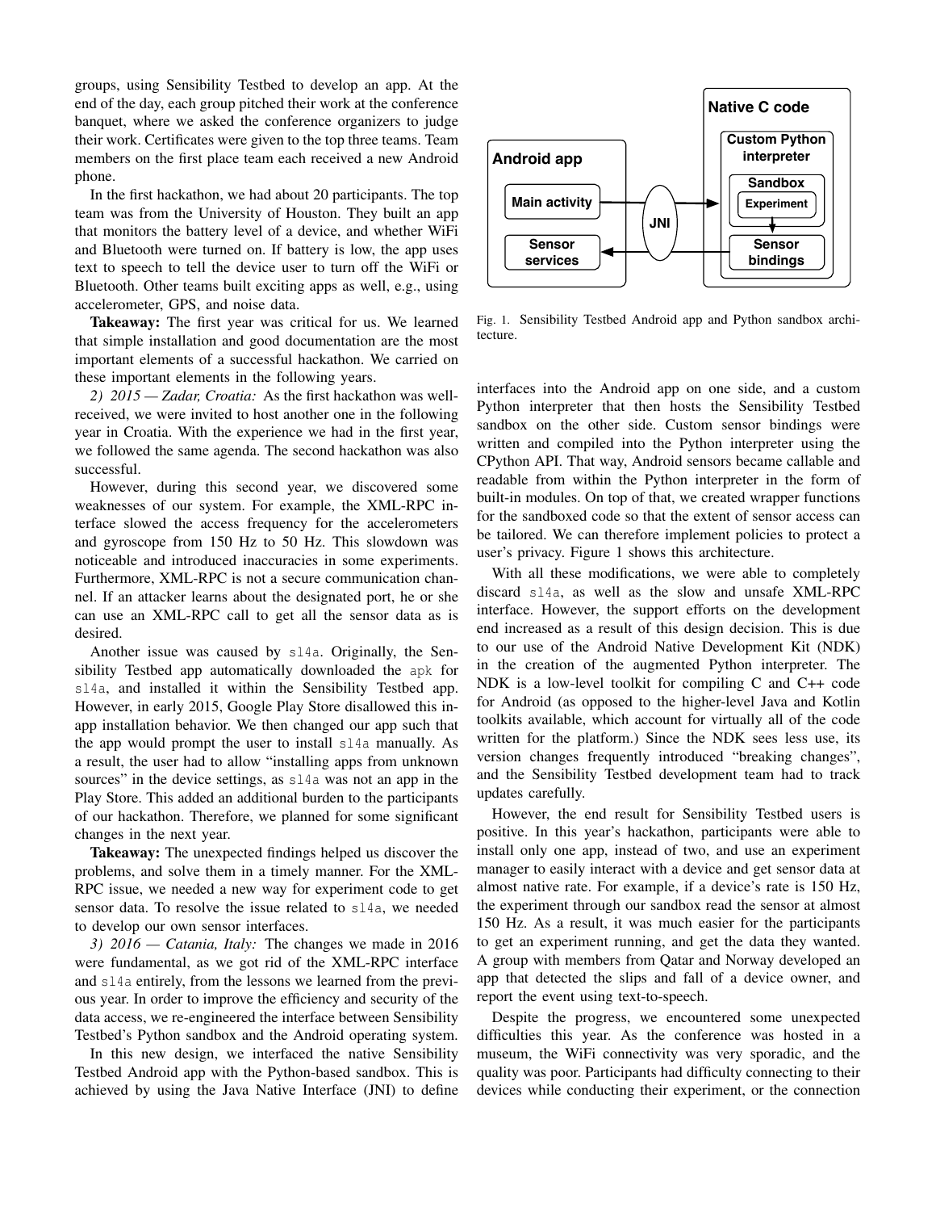groups, using Sensibility Testbed to develop an app. At the end of the day, each group pitched their work at the conference banquet, where we asked the conference organizers to judge their work. Certificates were given to the top three teams. Team members on the first place team each received a new Android phone.

In the first hackathon, we had about 20 participants. The top team was from the University of Houston. They built an app that monitors the battery level of a device, and whether WiFi and Bluetooth were turned on. If battery is low, the app uses text to speech to tell the device user to turn off the WiFi or Bluetooth. Other teams built exciting apps as well, e.g., using accelerometer, GPS, and noise data.

**Takeaway:** The first year was critical for us. We learned that simple installation and good documentation are the most important elements of a successful hackathon. We carried on these important elements in the following years.

*2) 2015 — Zadar, Croatia:* As the first hackathon was well-received, we were invited to host another one in the following year in Croatia. With the experience we had in the first year, we followed the same agenda. The second hackathon was also successful.

However, during this second year, we discovered some weaknesses of our system. For example, the XML-RPC interface slowed the access frequency for the accelerometers and gyroscope from 150 Hz to 50 Hz. This slowdown was noticeable and introduced inaccuracies in some experiments. Furthermore, XML-RPC is not a secure communication channel. If an attacker learns about the designated port, he or she can use an XML-RPC call to get all the sensor data as is desired.

Another issue was caused by `sl4a`. Originally, the Sensibility Testbed app automatically downloaded the `apk` for `sl4a`, and installed it within the Sensibility Testbed app. However, in early 2015, Google Play Store disallowed this in-app installation behavior. We then changed our app such that the app would prompt the user to install `sl4a` manually. As a result, the user had to allow "installing apps from unknown sources" in the device settings, as `sl4a` was not an app in the Play Store. This added an additional burden to the participants of our hackathon. Therefore, we planned for some significant changes in the next year.

**Takeaway:** The unexpected findings helped us discover the problems, and solve them in a timely manner. For the XML-RPC issue, we needed a new way for experiment code to get sensor data. To resolve the issue related to `sl4a`, we needed to develop our own sensor interfaces.

*3) 2016 — Catania, Italy:* The changes we made in 2016 were fundamental, as we got rid of the XML-RPC interface and `sl4a` entirely, from the lessons we learned from the previous year. In order to improve the efficiency and security of the data access, we re-engineered the interface between Sensibility Testbed's Python sandbox and the Android operating system.

In this new design, we interfaced the native Sensibility Testbed Android app with the Python-based sandbox. This is achieved by using the Java Native Interface (JNI) to define interfaces into the Android app on one side, and a custom Python interpreter that then hosts the Sensibility Testbed sandbox on the other side. Custom sensor bindings were written and compiled into the Python interpreter using the CPython API. That way, Android sensors became callable and readable from within the Python interpreter in the form of built-in modules. On top of that, we created wrapper functions for the sandboxed code so that the extent of sensor access can be tailored. We can therefore implement policies to protect a user's privacy. Figure 1 shows this architecture.

Fig. 1. Sensibility Testbed Android app and Python sandbox architecture.

With all these modifications, we were able to completely discard `sl4a`, as well as the slow and unsafe XML-RPC interface. However, the support efforts on the development end increased as a result of this design decision. This is due to our use of the Android Native Development Kit (NDK) in the creation of the augmented Python interpreter. The NDK is a low-level toolkit for compiling C and C++ code for Android (as opposed to the higher-level Java and Kotlin toolkits available, which account for virtually all of the code written for the platform.) Since the NDK sees less use, its version changes frequently introduced "breaking changes", and the Sensibility Testbed development team had to track updates carefully.

However, the end result for Sensibility Testbed users is positive. In this year's hackathon, participants were able to install only one app, instead of two, and use an experiment manager to easily interact with a device and get sensor data at almost native rate. For example, if a device's rate is 150 Hz, the experiment through our sandbox read the sensor at almost 150 Hz. As a result, it was much easier for the participants to get an experiment running, and get the data they wanted. A group with members from Qatar and Norway developed an app that detected the slips and fall of a device owner, and report the event using text-to-speech.

Despite the progress, we encountered some unexpected difficulties this year. As the conference was hosted in a museum, the WiFi connectivity was very sporadic, and the quality was poor. Participants had difficulty connecting to their devices while conducting their experiment, or the connection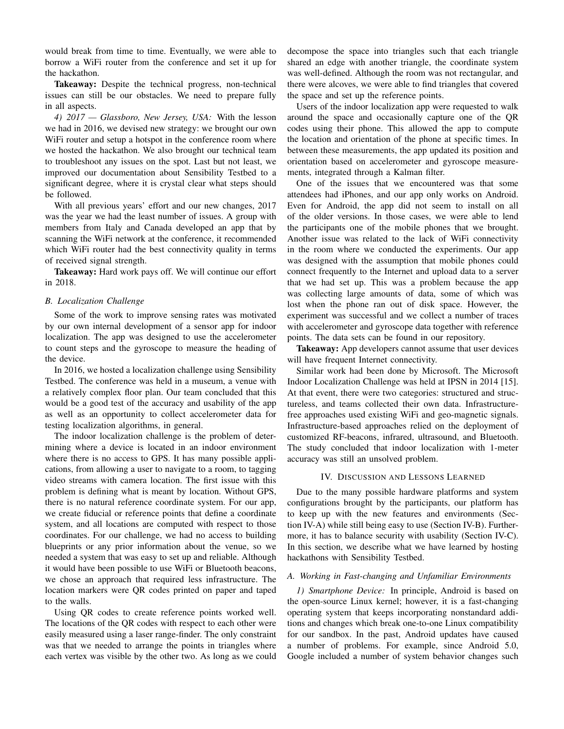would break from time to time. Eventually, we were able to borrow a WiFi router from the conference and set it up for the hackathon.

**Takeaway:** Despite the technical progress, non-technical issues can still be our obstacles. We need to prepare fully in all aspects.

*4) 2017 — Glassboro, New Jersey, USA:* With the lesson we had in 2016, we devised new strategy: we brought our own WiFi router and setup a hotspot in the conference room where we hosted the hackathon. We also brought our technical team to troubleshoot any issues on the spot. Last but not least, we improved our documentation about Sensibility Testbed to a significant degree, where it is crystal clear what steps should be followed.

With all previous years' effort and our new changes, 2017 was the year we had the least number of issues. A group with members from Italy and Canada developed an app that by scanning the WiFi network at the conference, it recommended which WiFi router had the best connectivity quality in terms of received signal strength.

**Takeaway:** Hard work pays off. We will continue our effort in 2018.

### *B. Localization Challenge*

Some of the work to improve sensing rates was motivated by our own internal development of a sensor app for indoor localization. The app was designed to use the accelerometer to count steps and the gyroscope to measure the heading of the device.

In 2016, we hosted a localization challenge using Sensibility Testbed. The conference was held in a museum, a venue with a relatively complex floor plan. Our team concluded that this would be a good test of the accuracy and usability of the app as well as an opportunity to collect accelerometer data for testing localization algorithms, in general.

The indoor localization challenge is the problem of determining where a device is located in an indoor environment where there is no access to GPS. It has many possible applications, from allowing a user to navigate to a room, to tagging video streams with camera location. The first issue with this problem is defining what is meant by location. Without GPS, there is no natural reference coordinate system. For our app, we create fiducial or reference points that define a coordinate system, and all locations are computed with respect to those coordinates. For our challenge, we had no access to building blueprints or any prior information about the venue, so we needed a system that was easy to set up and reliable. Although it would have been possible to use WiFi or Bluetooth beacons, we chose an approach that required less infrastructure. The location markers were QR codes printed on paper and taped to the walls.

Using QR codes to create reference points worked well. The locations of the QR codes with respect to each other were easily measured using a laser range-finder. The only constraint was that we needed to arrange the points in triangles where each vertex was visible by the other two. As long as we could decompose the space into triangles such that each triangle shared an edge with another triangle, the coordinate system was well-defined. Although the room was not rectangular, and there were alcoves, we were able to find triangles that covered the space and set up the reference points.

Users of the indoor localization app were requested to walk around the space and occasionally capture one of the QR codes using their phone. This allowed the app to compute the location and orientation of the phone at specific times. In between these measurements, the app updated its position and orientation based on accelerometer and gyroscope measurements, integrated through a Kalman filter.

One of the issues that we encountered was that some attendees had iPhones, and our app only works on Android. Even for Android, the app did not seem to install on all of the older versions. In those cases, we were able to lend the participants one of the mobile phones that we brought. Another issue was related to the lack of WiFi connectivity in the room where we conducted the experiments. Our app was designed with the assumption that mobile phones could connect frequently to the Internet and upload data to a server that we had set up. This was a problem because the app was collecting large amounts of data, some of which was lost when the phone ran out of disk space. However, the experiment was successful and we collect a number of traces with accelerometer and gyroscope data together with reference points. The data sets can be found in our repository.

**Takeaway:** App developers cannot assume that user devices will have frequent Internet connectivity.

Similar work had been done by Microsoft. The Microsoft Indoor Localization Challenge was held at IPSN in 2014 [15]. At that event, there were two categories: structured and structureless, and teams collected their own data. Infrastructure-free approaches used existing WiFi and geo-magnetic signals. Infrastructure-based approaches relied on the deployment of customized RF-beacons, infrared, ultrasound, and Bluetooth. The study concluded that indoor localization with 1-meter accuracy was still an unsolved problem.

## IV. Discussion and Lessons Learned

Due to the many possible hardware platforms and system configurations brought by the participants, our platform has to keep up with the new features and environments (Section IV-A) while still being easy to use (Section IV-B). Furthermore, it has to balance security with usability (Section IV-C). In this section, we describe what we have learned by hosting hackathons with Sensibility Testbed.

### *A. Working in Fast-changing and Unfamiliar Environments*

*1) Smartphone Device:* In principle, Android is based on the open-source Linux kernel; however, it is a fast-changing operating system that keeps incorporating nonstandard additions and changes which break one-to-one Linux compatibility for our sandbox. In the past, Android updates have caused a number of problems. For example, since Android 5.0, Google included a number of system behavior changes such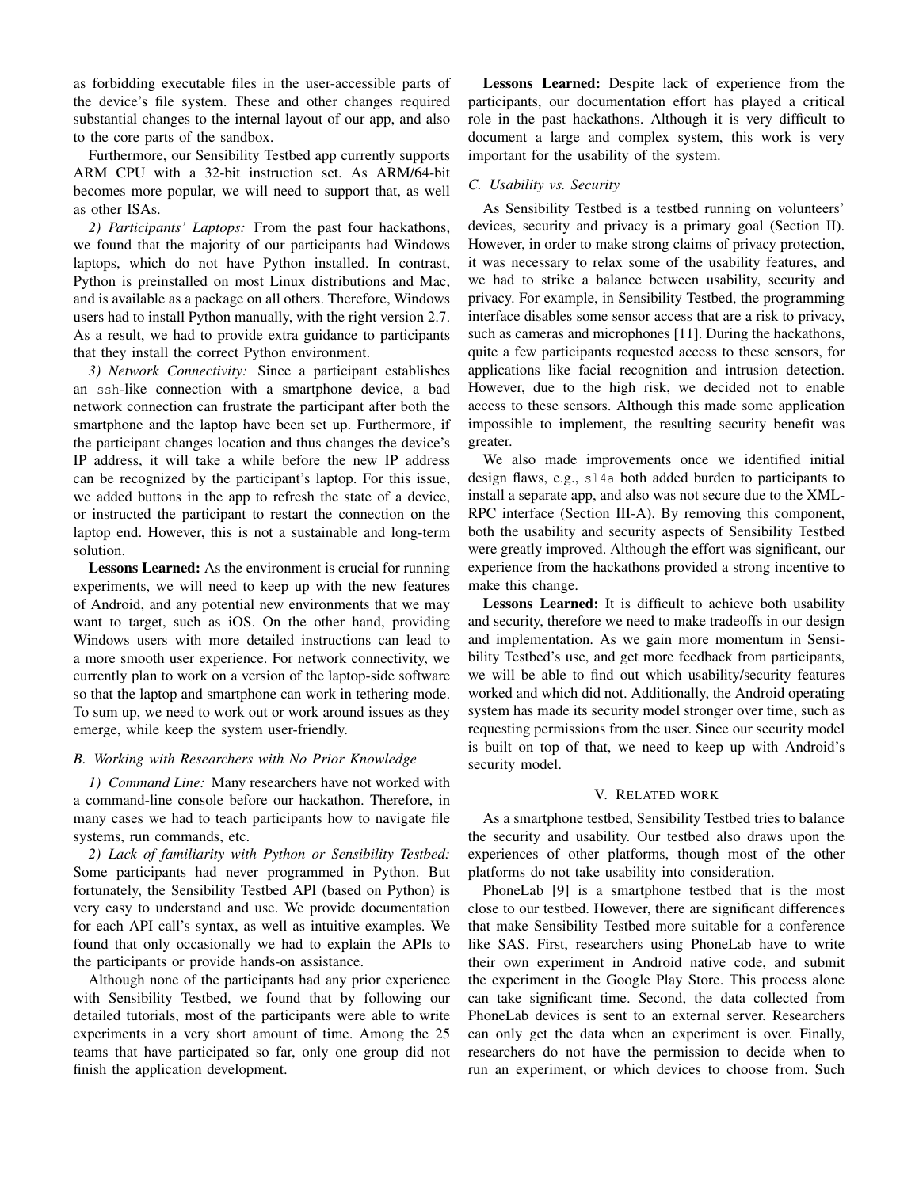as forbidding executable files in the user-accessible parts of the device's file system. These and other changes required substantial changes to the internal layout of our app, and also to the core parts of the sandbox.

Furthermore, our Sensibility Testbed app currently supports ARM CPU with a 32-bit instruction set. As ARM/64-bit becomes more popular, we will need to support that, as well as other ISAs.

*2) Participants' Laptops:* From the past four hackathons, we found that the majority of our participants had Windows laptops, which do not have Python installed. In contrast, Python is preinstalled on most Linux distributions and Mac, and is available as a package on all others. Therefore, Windows users had to install Python manually, with the right version 2.7. As a result, we had to provide extra guidance to participants that they install the correct Python environment.

*3) Network Connectivity:* Since a participant establishes an `ssh`-like connection with a smartphone device, a bad network connection can frustrate the participant after both the smartphone and the laptop have been set up. Furthermore, if the participant changes location and thus changes the device's IP address, it will take a while before the new IP address can be recognized by the participant's laptop. For this issue, we added buttons in the app to refresh the state of a device, or instructed the participant to restart the connection on the laptop end. However, this is not a sustainable and long-term solution.

**Lessons Learned:** As the environment is crucial for running experiments, we will need to keep up with the new features of Android, and any potential new environments that we may want to target, such as iOS. On the other hand, providing Windows users with more detailed instructions can lead to a more smooth user experience. For network connectivity, we currently plan to work on a version of the laptop-side software so that the laptop and smartphone can work in tethering mode. To sum up, we need to work out or work around issues as they emerge, while keep the system user-friendly.

### *B. Working with Researchers with No Prior Knowledge*

*1) Command Line:* Many researchers have not worked with a command-line console before our hackathon. Therefore, in many cases we had to teach participants how to navigate file systems, run commands, etc.

*2) Lack of familiarity with Python or Sensibility Testbed:* Some participants had never programmed in Python. But fortunately, the Sensibility Testbed API (based on Python) is very easy to understand and use. We provide documentation for each API call's syntax, as well as intuitive examples. We found that only occasionally we had to explain the APIs to the participants or provide hands-on assistance.

Although none of the participants had any prior experience with Sensibility Testbed, we found that by following our detailed tutorials, most of the participants were able to write experiments in a very short amount of time. Among the 25 teams that have participated so far, only one group did not finish the application development.

**Lessons Learned:** Despite lack of experience from the participants, our documentation effort has played a critical role in the past hackathons. Although it is very difficult to document a large and complex system, this work is very important for the usability of the system.

### *C. Usability vs. Security*

As Sensibility Testbed is a testbed running on volunteers' devices, security and privacy is a primary goal (Section II). However, in order to make strong claims of privacy protection, it was necessary to relax some of the usability features, and we had to strike a balance between usability, security and privacy. For example, in Sensibility Testbed, the programming interface disables some sensor access that are a risk to privacy, such as cameras and microphones [11]. During the hackathons, quite a few participants requested access to these sensors, for applications like facial recognition and intrusion detection. However, due to the high risk, we decided not to enable access to these sensors. Although this made some application impossible to implement, the resulting security benefit was greater.

We also made improvements once we identified initial design flaws, e.g., `sl4a` both added burden to participants to install a separate app, and also was not secure due to the XML-RPC interface (Section III-A). By removing this component, both the usability and security aspects of Sensibility Testbed were greatly improved. Although the effort was significant, our experience from the hackathons provided a strong incentive to make this change.

**Lessons Learned:** It is difficult to achieve both usability and security, therefore we need to make tradeoffs in our design and implementation. As we gain more momentum in Sensibility Testbed's use, and get more feedback from participants, we will be able to find out which usability/security features worked and which did not. Additionally, the Android operating system has made its security model stronger over time, such as requesting permissions from the user. Since our security model is built on top of that, we need to keep up with Android's security model.

## V. Related work

As a smartphone testbed, Sensibility Testbed tries to balance the security and usability. Our testbed also draws upon the experiences of other platforms, though most of the other platforms do not take usability into consideration.

PhoneLab [9] is a smartphone testbed that is the most close to our testbed. However, there are significant differences that make Sensibility Testbed more suitable for a conference like SAS. First, researchers using PhoneLab have to write their own experiment in Android native code, and submit the experiment in the Google Play Store. This process alone can take significant time. Second, the data collected from PhoneLab devices is sent to an external server. Researchers can only get the data when an experiment is over. Finally, researchers do not have the permission to decide when to run an experiment, or which devices to choose from. Such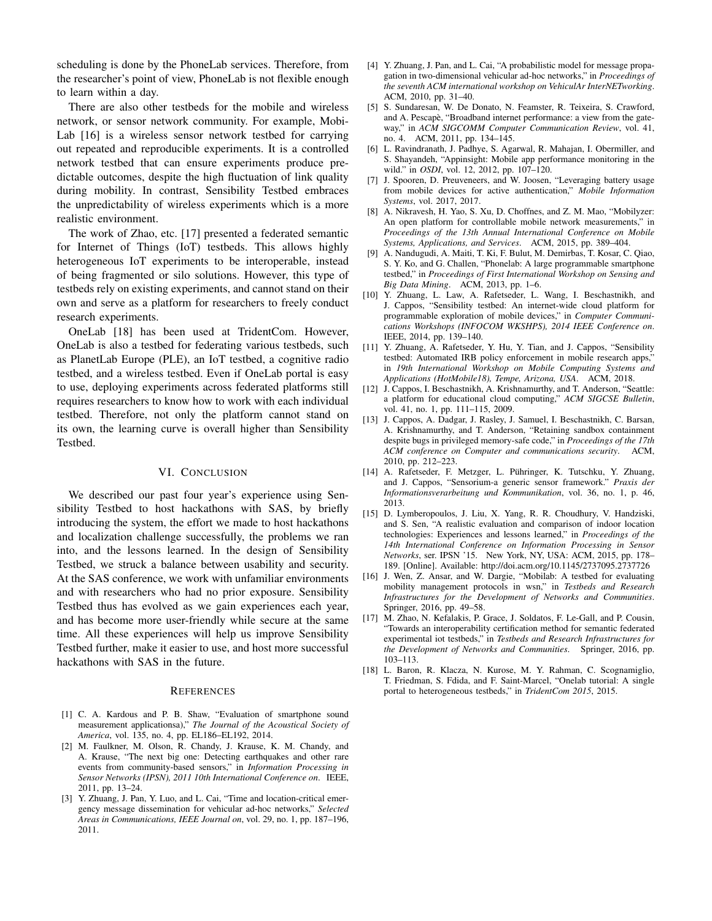scheduling is done by the PhoneLab services. Therefore, from the researcher's point of view, PhoneLab is not flexible enough to learn within a day.

There are also other testbeds for the mobile and wireless network, or sensor network community. For example, MobiLab [16] is a wireless sensor network testbed for carrying out repeated and reproducible experiments. It is a controlled network testbed that can ensure experiments produce predictable outcomes, despite the high fluctuation of link quality during mobility. In contrast, Sensibility Testbed embraces the unpredictability of wireless experiments which is a more realistic environment.

The work of Zhao, etc. [17] presented a federated semantic for Internet of Things (IoT) testbeds. This allows highly heterogeneous IoT experiments to be interoperable, instead of being fragmented or silo solutions. However, this type of testbeds rely on existing experiments, and cannot stand on their own and serve as a platform for researchers to freely conduct research experiments.

OneLab [18] has been used at TridentCom. However, OneLab is also a testbed for federating various testbeds, such as PlanetLab Europe (PLE), an IoT testbed, a cognitive radio testbed, and a wireless testbed. Even if OneLab portal is easy to use, deploying experiments across federated platforms still requires researchers to know how to work with each individual testbed. Therefore, not only the platform cannot stand on its own, the learning curve is overall higher than Sensibility Testbed.

## VI. Conclusion

We described our past four year's experience using Sensibility Testbed to host hackathons with SAS, by briefly introducing the system, the effort we made to host hackathons and localization challenge successfully, the problems we ran into, and the lessons learned. In the design of Sensibility Testbed, we struck a balance between usability and security. At the SAS conference, we work with unfamiliar environments and with researchers who had no prior exposure. Sensibility Testbed thus has evolved as we gain experiences each year, and has become more user-friendly while secure at the same time. All these experiences will help us improve Sensibility Testbed further, make it easier to use, and host more successful hackathons with SAS in the future.

## References

[1] C. A. Kardous and P. B. Shaw, "Evaluation of smartphone sound measurement applicationsa)," *The Journal of the Acoustical Society of America*, vol. 135, no. 4, pp. EL186–EL192, 2014.

[2] M. Faulkner, M. Olson, R. Chandy, J. Krause, K. M. Chandy, and A. Krause, "The next big one: Detecting earthquakes and other rare events from community-based sensors," in *Information Processing in Sensor Networks (IPSN), 2011 10th International Conference on*. IEEE, 2011, pp. 13–24.

[3] Y. Zhuang, J. Pan, Y. Luo, and L. Cai, "Time and location-critical emergency message dissemination for vehicular ad-hoc networks," *Selected Areas in Communications, IEEE Journal on*, vol. 29, no. 1, pp. 187–196, 2011.

[4] Y. Zhuang, J. Pan, and L. Cai, "A probabilistic model for message propagation in two-dimensional vehicular ad-hoc networks," in *Proceedings of the seventh ACM international workshop on VehiculAr InterNETworking*. ACM, 2010, pp. 31–40.

[5] S. Sundaresan, W. De Donato, N. Feamster, R. Teixeira, S. Crawford, and A. Pescapè, "Broadband internet performance: a view from the gateway," in *ACM SIGCOMM Computer Communication Review*, vol. 41, no. 4. ACM, 2011, pp. 134–145.

[6] L. Ravindranath, J. Padhye, S. Agarwal, R. Mahajan, I. Obermiller, and S. Shayandeh, "Appinsight: Mobile app performance monitoring in the wild." in *OSDI*, vol. 12, 2012, pp. 107–120.

[7] J. Spooren, D. Preuveneers, and W. Joosen, "Leveraging battery usage from mobile devices for active authentication," *Mobile Information Systems*, vol. 2017, 2017.

[8] A. Nikravesh, H. Yao, S. Xu, D. Choffnes, and Z. M. Mao, "Mobilyzer: An open platform for controllable mobile network measurements," in *Proceedings of the 13th Annual International Conference on Mobile Systems, Applications, and Services*. ACM, 2015, pp. 389–404.

[9] A. Nandugudi, A. Maiti, T. Ki, F. Bulut, M. Demirbas, T. Kosar, C. Qiao, S. Y. Ko, and G. Challen, "Phonelab: A large programmable smartphone testbed," in *Proceedings of First International Workshop on Sensing and Big Data Mining*. ACM, 2013, pp. 1–6.

[10] Y. Zhuang, L. Law, A. Rafetseder, L. Wang, I. Beschastnikh, and J. Cappos, "Sensibility testbed: An internet-wide cloud platform for programmable exploration of mobile devices," in *Computer Communications Workshops (INFOCOM WKSHPS), 2014 IEEE Conference on*. IEEE, 2014, pp. 139–140.

[11] Y. Zhuang, A. Rafetseder, Y. Hu, Y. Tian, and J. Cappos, "Sensibility testbed: Automated IRB policy enforcement in mobile research apps," in *19th International Workshop on Mobile Computing Systems and Applications (HotMobile18), Tempe, Arizona, USA*. ACM, 2018.

[12] J. Cappos, I. Beschastnikh, A. Krishnamurthy, and T. Anderson, "Seattle: a platform for educational cloud computing," *ACM SIGCSE Bulletin*, vol. 41, no. 1, pp. 111–115, 2009.

[13] J. Cappos, A. Dadgar, J. Rasley, J. Samuel, I. Beschastnikh, C. Barsan, A. Krishnamurthy, and T. Anderson, "Retaining sandbox containment despite bugs in privileged memory-safe code," in *Proceedings of the 17th ACM conference on Computer and communications security*. ACM, 2010, pp. 212–223.

[14] A. Rafetseder, F. Metzger, L. Pühringer, K. Tutschku, Y. Zhuang, and J. Cappos, "Sensorium-a generic sensor framework." *Praxis der Informationsverarbeitung und Kommunikation*, vol. 36, no. 1, p. 46, 2013.

[15] D. Lymberopoulos, J. Liu, X. Yang, R. R. Choudhury, V. Handziski, and S. Sen, "A realistic evaluation and comparison of indoor location technologies: Experiences and lessons learned," in *Proceedings of the 14th International Conference on Information Processing in Sensor Networks*, ser. IPSN '15. New York, NY, USA: ACM, 2015, pp. 178–189. [Online]. Available: http://doi.acm.org/10.1145/2737095.2737726

[16] J. Wen, Z. Ansar, and W. Dargie, "Mobilab: A testbed for evaluating mobility management protocols in wsn," in *Testbeds and Research Infrastructures for the Development of Networks and Communities*. Springer, 2016, pp. 49–58.

[17] M. Zhao, N. Kefalakis, P. Grace, J. Soldatos, F. Le-Gall, and P. Cousin, "Towards an interoperability certification method for semantic federated experimental iot testbeds," in *Testbeds and Research Infrastructures for the Development of Networks and Communities*. Springer, 2016, pp. 103–113.

[18] L. Baron, R. Klacza, N. Kurose, M. Y. Rahman, C. Scognamiglio, T. Friedman, S. Fdida, and F. Saint-Marcel, "Onelab tutorial: A single portal to heterogeneous testbeds," in *TridentCom 2015*, 2015.